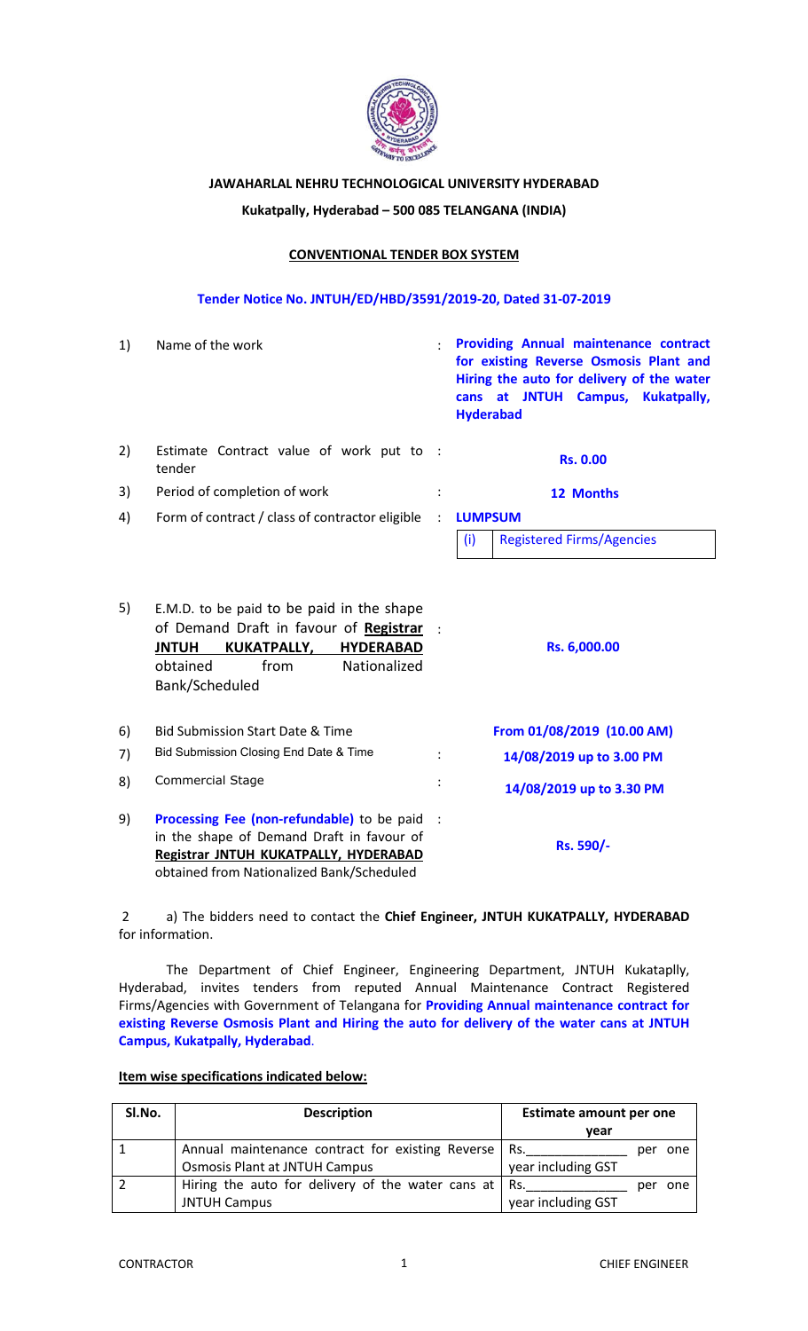**JAWAHARLAL NEHRU TECHNOLOGICAL UNIVERSITY HYDERABAD**

**Kukatpally, Hyderabad – 500 085 TELANGANA (INDIA)**

**CONVENTIONAL TENDER BOX SYSTEM**

**Tender Notice No. JNTUH/ED/HBD/3591/2019-20, Dated 31-07-2019**

| | | | |
|---|---|---|---|
| 1) | Name of the work | : | **Providing Annual maintenance contract for existing Reverse Osmosis Plant and Hiring the auto for delivery of the water cans at JNTUH Campus, Kukatpally, Hyderabad** |
| 2) | Estimate Contract value of work put to tender | : | **Rs. 0.00** |
| 3) | Period of completion of work | : | **12 Months** |
| 4) | Form of contract / class of contractor eligible | : | **LUMPSUM**<br>(i) Registered Firms/Agencies |
| 5) | E.M.D. to be paid to be paid in the shape of Demand Draft in favour of **Registrar JNTUH KUKATPALLY, HYDERABAD** obtained from Nationalized Bank/Scheduled | : | **Rs. 6,000.00** |
| 6) | Bid Submission Start Date & Time | | **From 01/08/2019 (10.00 AM)** |
| 7) | Bid Submission Closing End Date & Time | : | **14/08/2019 up to 3.00 PM** |
| 8) | Commercial Stage | : | **14/08/2019 up to 3.30 PM** |
| 9) | **Processing Fee (non-refundable)** to be paid in the shape of Demand Draft in favour of **Registrar JNTUH KUKATPALLY, HYDERABAD** obtained from Nationalized Bank/Scheduled | : | **Rs. 590/-** |

2 a) The bidders need to contact the **Chief Engineer, JNTUH KUKATPALLY, HYDERABAD** for information.

The Department of Chief Engineer, Engineering Department, JNTUH Kukataplly, Hyderabad, invites tenders from reputed Annual Maintenance Contract Registered Firms/Agencies with Government of Telangana for **Providing Annual maintenance contract for existing Reverse Osmosis Plant and Hiring the auto for delivery of the water cans at JNTUH Campus, Kukatpally, Hyderabad**.

**Item wise specifications indicated below:**

| Sl.No. | Description | Estimate amount per one year |
|---|---|---|
| 1 | Annual maintenance contract for existing Reverse Osmosis Plant at JNTUH Campus | Rs.______________ per one year including GST |
| 2 | Hiring the auto for delivery of the water cans at JNTUH Campus | Rs.______________ per one year including GST |

CONTRACTOR CHIEF ENGINEER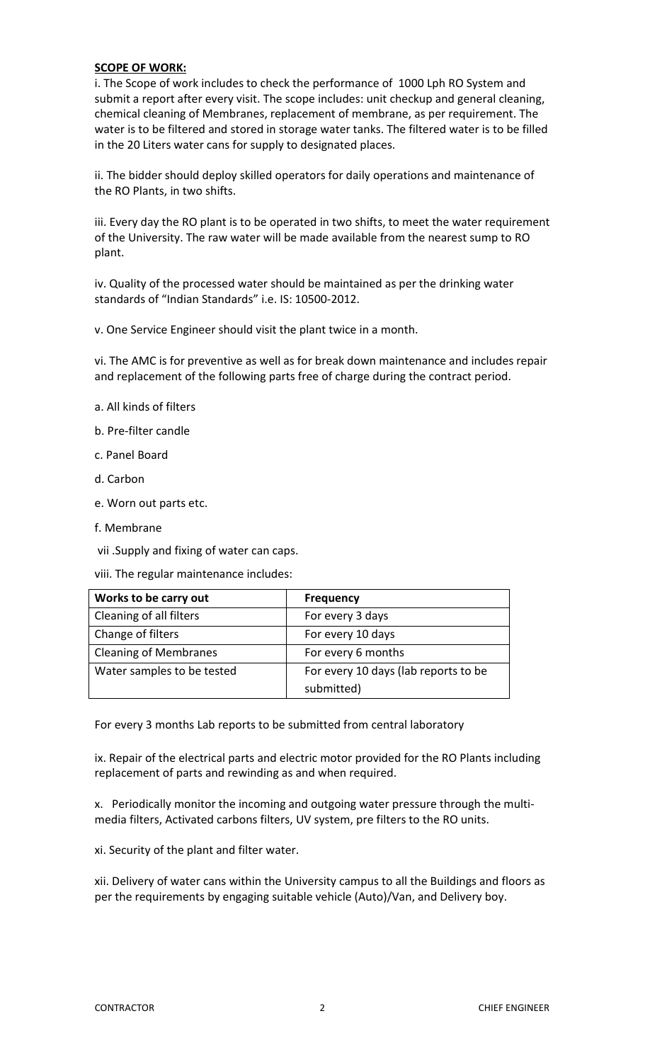**SCOPE OF WORK:**

i. The Scope of work includes to check the performance of 1000 Lph RO System and submit a report after every visit. The scope includes: unit checkup and general cleaning, chemical cleaning of Membranes, replacement of membrane, as per requirement. The water is to be filtered and stored in storage water tanks. The filtered water is to be filled in the 20 Liters water cans for supply to designated places.

ii. The bidder should deploy skilled operators for daily operations and maintenance of the RO Plants, in two shifts.

iii. Every day the RO plant is to be operated in two shifts, to meet the water requirement of the University. The raw water will be made available from the nearest sump to RO plant.

iv. Quality of the processed water should be maintained as per the drinking water standards of "Indian Standards" i.e. IS: 10500-2012.

v. One Service Engineer should visit the plant twice in a month.

vi. The AMC is for preventive as well as for break down maintenance and includes repair and replacement of the following parts free of charge during the contract period.

a. All kinds of filters

b. Pre-filter candle

c. Panel Board

d. Carbon

e. Worn out parts etc.

f. Membrane

vii .Supply and fixing of water can caps.

viii. The regular maintenance includes:

| Works to be carry out | Frequency |
|---|---|
| Cleaning of all filters | For every 3 days |
| Change of filters | For every 10 days |
| Cleaning of Membranes | For every 6 months |
| Water samples to be tested | For every 10 days (lab reports to be submitted) |

For every 3 months Lab reports to be submitted from central laboratory

ix. Repair of the electrical parts and electric motor provided for the RO Plants including replacement of parts and rewinding as and when required.

x. Periodically monitor the incoming and outgoing water pressure through the multi-media filters, Activated carbons filters, UV system, pre filters to the RO units.

xi. Security of the plant and filter water.

xii. Delivery of water cans within the University campus to all the Buildings and floors as per the requirements by engaging suitable vehicle (Auto)/Van, and Delivery boy.

CONTRACTOR CHIEF ENGINEER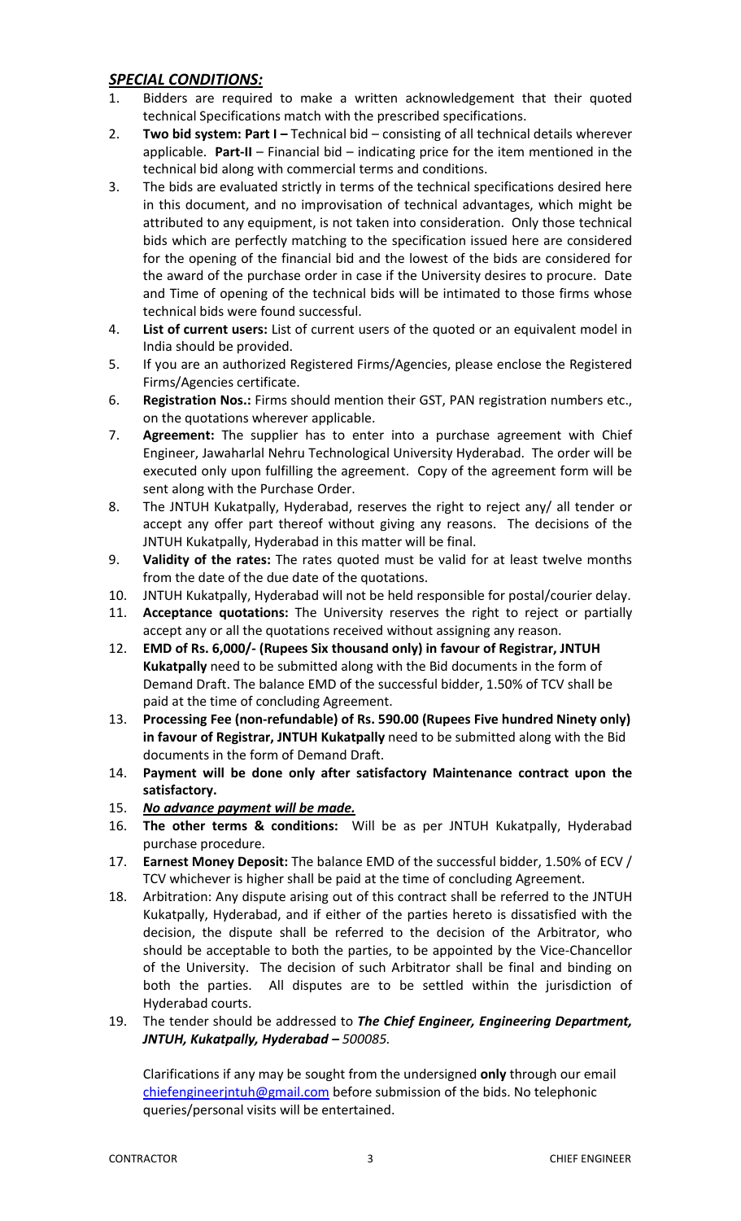## ***SPECIAL CONDITIONS:***

1. Bidders are required to make a written acknowledgement that their quoted technical Specifications match with the prescribed specifications.
2. **Two bid system: Part I –** Technical bid – consisting of all technical details wherever applicable. **Part-II** – Financial bid – indicating price for the item mentioned in the technical bid along with commercial terms and conditions.
3. The bids are evaluated strictly in terms of the technical specifications desired here in this document, and no improvisation of technical advantages, which might be attributed to any equipment, is not taken into consideration. Only those technical bids which are perfectly matching to the specification issued here are considered for the opening of the financial bid and the lowest of the bids are considered for the award of the purchase order in case if the University desires to procure. Date and Time of opening of the technical bids will be intimated to those firms whose technical bids were found successful.
4. **List of current users:** List of current users of the quoted or an equivalent model in India should be provided.
5. If you are an authorized Registered Firms/Agencies, please enclose the Registered Firms/Agencies certificate.
6. **Registration Nos.:** Firms should mention their GST, PAN registration numbers etc., on the quotations wherever applicable.
7. **Agreement:** The supplier has to enter into a purchase agreement with Chief Engineer, Jawaharlal Nehru Technological University Hyderabad. The order will be executed only upon fulfilling the agreement. Copy of the agreement form will be sent along with the Purchase Order.
8. The JNTUH Kukatpally, Hyderabad, reserves the right to reject any/ all tender or accept any offer part thereof without giving any reasons. The decisions of the JNTUH Kukatpally, Hyderabad in this matter will be final.
9. **Validity of the rates:** The rates quoted must be valid for at least twelve months from the date of the due date of the quotations.
10. JNTUH Kukatpally, Hyderabad will not be held responsible for postal/courier delay.
11. **Acceptance quotations:** The University reserves the right to reject or partially accept any or all the quotations received without assigning any reason.
12. **EMD of Rs. 6,000/- (Rupees Six thousand only) in favour of Registrar, JNTUH Kukatpally** need to be submitted along with the Bid documents in the form of Demand Draft. The balance EMD of the successful bidder, 1.50% of TCV shall be paid at the time of concluding Agreement.
13. **Processing Fee (non-refundable) of Rs. 590.00 (Rupees Five hundred Ninety only) in favour of Registrar, JNTUH Kukatpally** need to be submitted along with the Bid documents in the form of Demand Draft.
14. **Payment will be done only after satisfactory Maintenance contract upon the satisfactory.**
15. ***No advance payment will be made.***
16. **The other terms & conditions:** Will be as per JNTUH Kukatpally, Hyderabad purchase procedure.
17. **Earnest Money Deposit:** The balance EMD of the successful bidder, 1.50% of ECV / TCV whichever is higher shall be paid at the time of concluding Agreement.
18. Arbitration: Any dispute arising out of this contract shall be referred to the JNTUH Kukatpally, Hyderabad, and if either of the parties hereto is dissatisfied with the decision, the dispute shall be referred to the decision of the Arbitrator, who should be acceptable to both the parties, to be appointed by the Vice-Chancellor of the University. The decision of such Arbitrator shall be final and binding on both the parties. All disputes are to be settled within the jurisdiction of Hyderabad courts.
19. The tender should be addressed to ***The Chief Engineer, Engineering Department, JNTUH, Kukatpally, Hyderabad – 500085.***

    Clarifications if any may be sought from the undersigned **only** through our email chiefengineerjntuh@gmail.com before submission of the bids. No telephonic queries/personal visits will be entertained.

CONTRACTOR CHIEF ENGINEER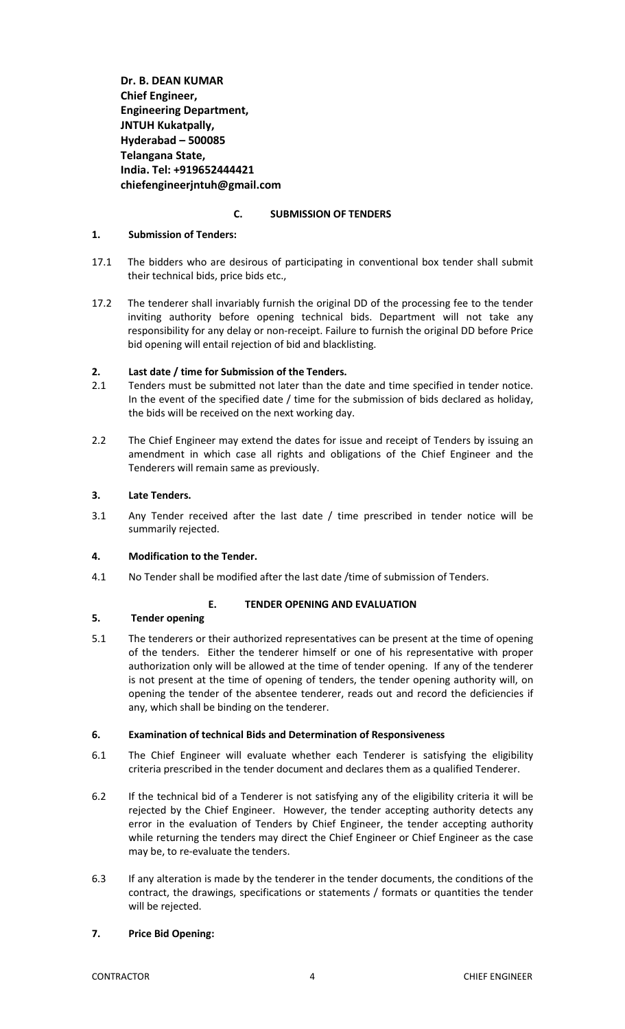**Dr. B. DEAN KUMAR**
**Chief Engineer,**
**Engineering Department,**
**JNTUH Kukatpally,**
**Hyderabad – 500085**
**Telangana State,**
**India. Tel: +919652444421**
**chiefengineerjntuh@gmail.com**

## C. SUBMISSION OF TENDERS

### 1. Submission of Tenders:

17.1 The bidders who are desirous of participating in conventional box tender shall submit their technical bids, price bids etc.,

17.2 The tenderer shall invariably furnish the original DD of the processing fee to the tender inviting authority before opening technical bids. Department will not take any responsibility for any delay or non-receipt. Failure to furnish the original DD before Price bid opening will entail rejection of bid and blacklisting.

### 2. Last date / time for Submission of the Tenders.

2.1 Tenders must be submitted not later than the date and time specified in tender notice. In the event of the specified date / time for the submission of bids declared as holiday, the bids will be received on the next working day.

2.2 The Chief Engineer may extend the dates for issue and receipt of Tenders by issuing an amendment in which case all rights and obligations of the Chief Engineer and the Tenderers will remain same as previously.

### 3. Late Tenders.

3.1 Any Tender received after the last date / time prescribed in tender notice will be summarily rejected.

### 4. Modification to the Tender.

4.1 No Tender shall be modified after the last date /time of submission of Tenders.

## E. TENDER OPENING AND EVALUATION

### 5. Tender opening

5.1 The tenderers or their authorized representatives can be present at the time of opening of the tenders. Either the tenderer himself or one of his representative with proper authorization only will be allowed at the time of tender opening. If any of the tenderer is not present at the time of opening of tenders, the tender opening authority will, on opening the tender of the absentee tenderer, reads out and record the deficiencies if any, which shall be binding on the tenderer.

### 6. Examination of technical Bids and Determination of Responsiveness

6.1 The Chief Engineer will evaluate whether each Tenderer is satisfying the eligibility criteria prescribed in the tender document and declares them as a qualified Tenderer.

6.2 If the technical bid of a Tenderer is not satisfying any of the eligibility criteria it will be rejected by the Chief Engineer. However, the tender accepting authority detects any error in the evaluation of Tenders by Chief Engineer, the tender accepting authority while returning the tenders may direct the Chief Engineer or Chief Engineer as the case may be, to re-evaluate the tenders.

6.3 If any alteration is made by the tenderer in the tender documents, the conditions of the contract, the drawings, specifications or statements / formats or quantities the tender will be rejected.

### 7. Price Bid Opening: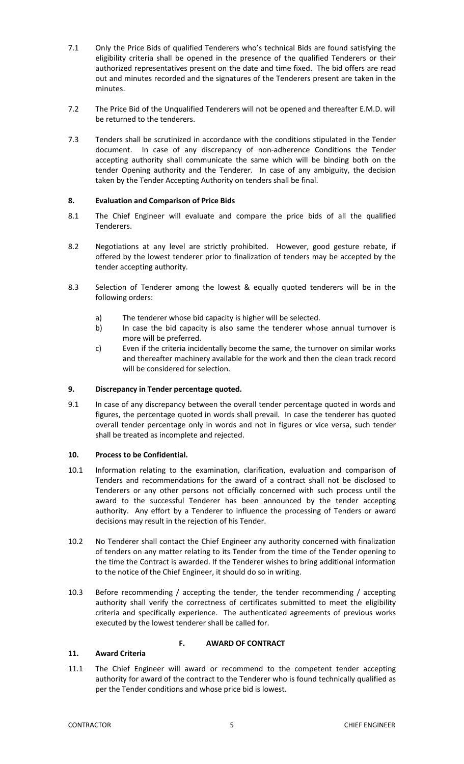7.1 Only the Price Bids of qualified Tenderers who's technical Bids are found satisfying the eligibility criteria shall be opened in the presence of the qualified Tenderers or their authorized representatives present on the date and time fixed. The bid offers are read out and minutes recorded and the signatures of the Tenderers present are taken in the minutes.

7.2 The Price Bid of the Unqualified Tenderers will not be opened and thereafter E.M.D. will be returned to the tenderers.

7.3 Tenders shall be scrutinized in accordance with the conditions stipulated in the Tender document. In case of any discrepancy of non-adherence Conditions the Tender accepting authority shall communicate the same which will be binding both on the tender Opening authority and the Tenderer. In case of any ambiguity, the decision taken by the Tender Accepting Authority on tenders shall be final.

### 8. Evaluation and Comparison of Price Bids

8.1 The Chief Engineer will evaluate and compare the price bids of all the qualified Tenderers.

8.2 Negotiations at any level are strictly prohibited. However, good gesture rebate, if offered by the lowest tenderer prior to finalization of tenders may be accepted by the tender accepting authority.

8.3 Selection of Tenderer among the lowest & equally quoted tenderers will be in the following orders:

- a) The tenderer whose bid capacity is higher will be selected.
- b) In case the bid capacity is also same the tenderer whose annual turnover is more will be preferred.
- c) Even if the criteria incidentally become the same, the turnover on similar works and thereafter machinery available for the work and then the clean track record will be considered for selection.

### 9. Discrepancy in Tender percentage quoted.

9.1 In case of any discrepancy between the overall tender percentage quoted in words and figures, the percentage quoted in words shall prevail. In case the tenderer has quoted overall tender percentage only in words and not in figures or vice versa, such tender shall be treated as incomplete and rejected.

### 10. Process to be Confidential.

10.1 Information relating to the examination, clarification, evaluation and comparison of Tenders and recommendations for the award of a contract shall not be disclosed to Tenderers or any other persons not officially concerned with such process until the award to the successful Tenderer has been announced by the tender accepting authority. Any effort by a Tenderer to influence the processing of Tenders or award decisions may result in the rejection of his Tender.

10.2 No Tenderer shall contact the Chief Engineer any authority concerned with finalization of tenders on any matter relating to its Tender from the time of the Tender opening to the time the Contract is awarded. If the Tenderer wishes to bring additional information to the notice of the Chief Engineer, it should do so in writing.

10.3 Before recommending / accepting the tender, the tender recommending / accepting authority shall verify the correctness of certificates submitted to meet the eligibility criteria and specifically experience. The authenticated agreements of previous works executed by the lowest tenderer shall be called for.

## F. AWARD OF CONTRACT

### 11. Award Criteria

11.1 The Chief Engineer will award or recommend to the competent tender accepting authority for award of the contract to the Tenderer who is found technically qualified as per the Tender conditions and whose price bid is lowest.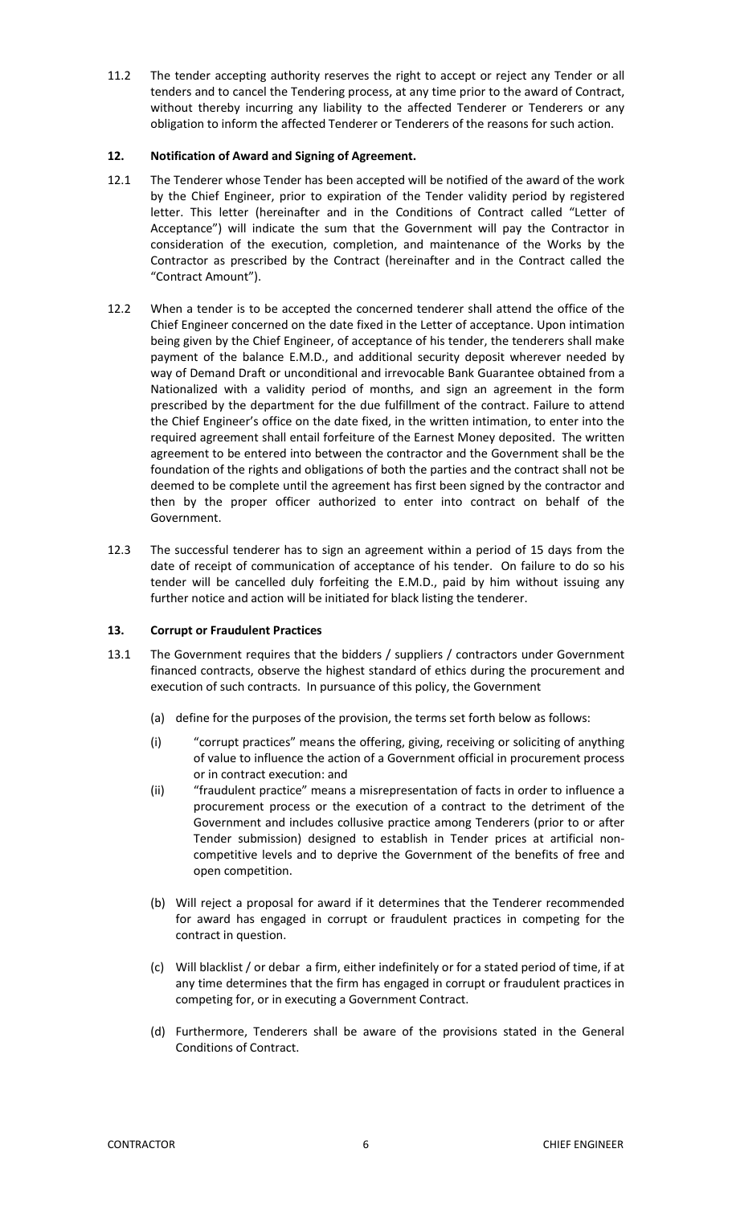11.2 The tender accepting authority reserves the right to accept or reject any Tender or all tenders and to cancel the Tendering process, at any time prior to the award of Contract, without thereby incurring any liability to the affected Tenderer or Tenderers or any obligation to inform the affected Tenderer or Tenderers of the reasons for such action.

### 12. Notification of Award and Signing of Agreement.

12.1 The Tenderer whose Tender has been accepted will be notified of the award of the work by the Chief Engineer, prior to expiration of the Tender validity period by registered letter. This letter (hereinafter and in the Conditions of Contract called "Letter of Acceptance") will indicate the sum that the Government will pay the Contractor in consideration of the execution, completion, and maintenance of the Works by the Contractor as prescribed by the Contract (hereinafter and in the Contract called the "Contract Amount").

12.2 When a tender is to be accepted the concerned tenderer shall attend the office of the Chief Engineer concerned on the date fixed in the Letter of acceptance. Upon intimation being given by the Chief Engineer, of acceptance of his tender, the tenderers shall make payment of the balance E.M.D., and additional security deposit wherever needed by way of Demand Draft or unconditional and irrevocable Bank Guarantee obtained from a Nationalized with a validity period of months, and sign an agreement in the form prescribed by the department for the due fulfillment of the contract. Failure to attend the Chief Engineer's office on the date fixed, in the written intimation, to enter into the required agreement shall entail forfeiture of the Earnest Money deposited. The written agreement to be entered into between the contractor and the Government shall be the foundation of the rights and obligations of both the parties and the contract shall not be deemed to be complete until the agreement has first been signed by the contractor and then by the proper officer authorized to enter into contract on behalf of the Government.

12.3 The successful tenderer has to sign an agreement within a period of 15 days from the date of receipt of communication of acceptance of his tender. On failure to do so his tender will be cancelled duly forfeiting the E.M.D., paid by him without issuing any further notice and action will be initiated for black listing the tenderer.

### 13. Corrupt or Fraudulent Practices

13.1 The Government requires that the bidders / suppliers / contractors under Government financed contracts, observe the highest standard of ethics during the procurement and execution of such contracts. In pursuance of this policy, the Government

(a) define for the purposes of the provision, the terms set forth below as follows:

(i) "corrupt practices" means the offering, giving, receiving or soliciting of anything of value to influence the action of a Government official in procurement process or in contract execution: and

(ii) "fraudulent practice" means a misrepresentation of facts in order to influence a procurement process or the execution of a contract to the detriment of the Government and includes collusive practice among Tenderers (prior to or after Tender submission) designed to establish in Tender prices at artificial non-competitive levels and to deprive the Government of the benefits of free and open competition.

(b) Will reject a proposal for award if it determines that the Tenderer recommended for award has engaged in corrupt or fraudulent practices in competing for the contract in question.

(c) Will blacklist / or debar a firm, either indefinitely or for a stated period of time, if at any time determines that the firm has engaged in corrupt or fraudulent practices in competing for, or in executing a Government Contract.

(d) Furthermore, Tenderers shall be aware of the provisions stated in the General Conditions of Contract.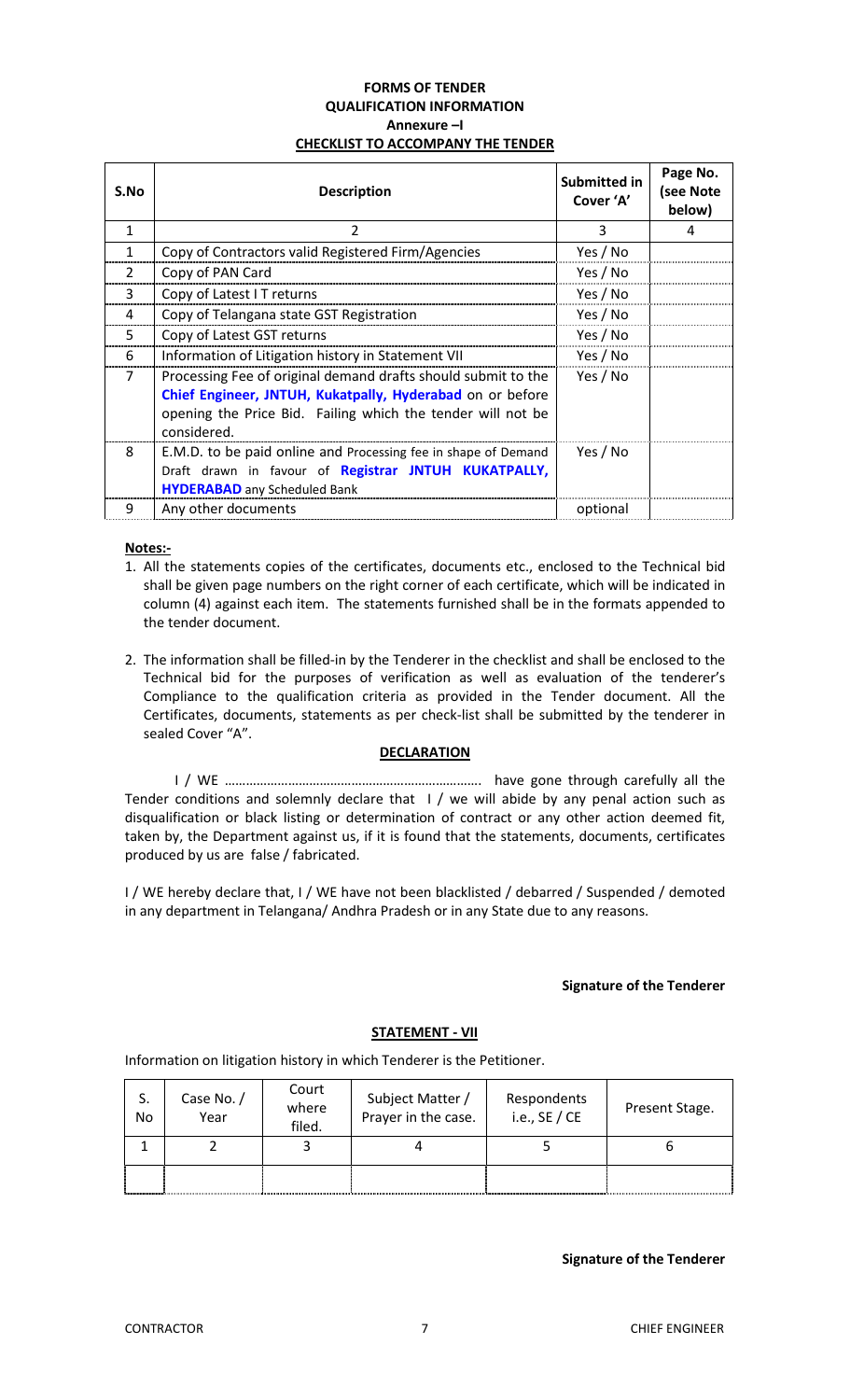**FORMS OF TENDER**
**QUALIFICATION INFORMATION**
**Annexure –I**
**CHECKLIST TO ACCOMPANY THE TENDER**

| S.No | Description | Submitted in Cover 'A' | Page No. (see Note below) |
|---|---|---|---|
| 1 | 2 | 3 | 4 |
| 1 | Copy of Contractors valid Registered Firm/Agencies | Yes / No | |
| 2 | Copy of PAN Card | Yes / No | |
| 3 | Copy of Latest I T returns | Yes / No | |
| 4 | Copy of Telangana state GST Registration | Yes / No | |
| 5 | Copy of Latest GST returns | Yes / No | |
| 6 | Information of Litigation history in Statement VII | Yes / No | |
| 7 | Processing Fee of original demand drafts should submit to the **Chief Engineer, JNTUH, Kukatpally, Hyderabad** on or before opening the Price Bid. Failing which the tender will not be considered. | Yes / No | |
| 8 | E.M.D. to be paid online and Processing fee in shape of Demand Draft drawn in favour of **Registrar JNTUH KUKATPALLY, HYDERABAD** any Scheduled Bank | Yes / No | |
| 9 | Any other documents | optional | |

**Notes:-**

1. All the statements copies of the certificates, documents etc., enclosed to the Technical bid shall be given page numbers on the right corner of each certificate, which will be indicated in column (4) against each item. The statements furnished shall be in the formats appended to the tender document.

2. The information shall be filled-in by the Tenderer in the checklist and shall be enclosed to the Technical bid for the purposes of verification as well as evaluation of the tenderer's Compliance to the qualification criteria as provided in the Tender document. All the Certificates, documents, statements as per check-list shall be submitted by the tenderer in sealed Cover "A".

**DECLARATION**

I / WE ……………………………………………………………. have gone through carefully all the Tender conditions and solemnly declare that I / we will abide by any penal action such as disqualification or black listing or determination of contract or any other action deemed fit, taken by, the Department against us, if it is found that the statements, documents, certificates produced by us are false / fabricated.

I / WE hereby declare that, I / WE have not been blacklisted / debarred / Suspended / demoted in any department in Telangana/ Andhra Pradesh or in any State due to any reasons.

**Signature of the Tenderer**

**STATEMENT - VII**

Information on litigation history in which Tenderer is the Petitioner.

| S. No | Case No. / Year | Court where filed. | Subject Matter / Prayer in the case. | Respondents i.e., SE / CE | Present Stage. |
|---|---|---|---|---|---|
| 1 | 2 | 3 | 4 | 5 | 6 |
| | | | | | |

**Signature of the Tenderer**

CONTRACTOR CHIEF ENGINEER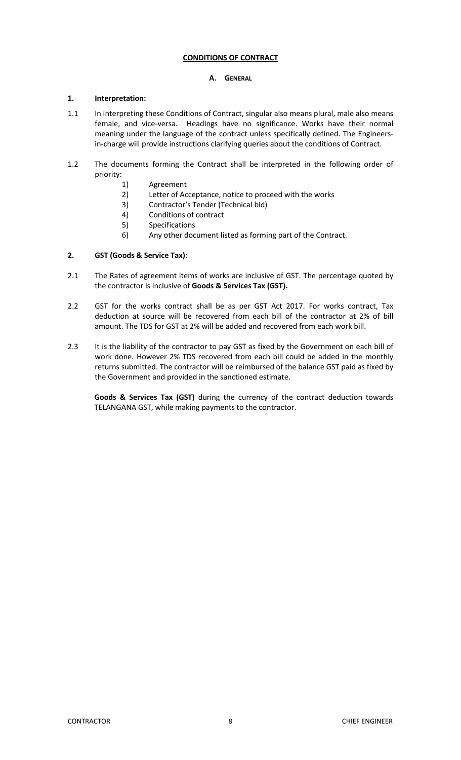# CONDITIONS OF CONTRACT

## A. GENERAL

**1. Interpretation:**

1.1 In interpreting these Conditions of Contract, singular also means plural, male also means female, and vice-versa. Headings have no significance. Works have their normal meaning under the language of the contract unless specifically defined. The Engineers-in-charge will provide instructions clarifying queries about the conditions of Contract.

1.2 The documents forming the Contract shall be interpreted in the following order of priority:

1) Agreement
2) Letter of Acceptance, notice to proceed with the works
3) Contractor's Tender (Technical bid)
4) Conditions of contract
5) Specifications
6) Any other document listed as forming part of the Contract.

**2. GST (Goods & Service Tax):**

2.1 The Rates of agreement items of works are inclusive of GST. The percentage quoted by the contractor is inclusive of **Goods & Services Tax (GST).**

2.2 GST for the works contract shall be as per GST Act 2017. For works contract, Tax deduction at source will be recovered from each bill of the contractor at 2% of bill amount. The TDS for GST at 2% will be added and recovered from each work bill.

2.3 It is the liability of the contractor to pay GST as fixed by the Government on each bill of work done. However 2% TDS recovered from each bill could be added in the monthly returns submitted. The contractor will be reimbursed of the balance GST paid as fixed by the Government and provided in the sanctioned estimate.

**Goods & Services Tax (GST)** during the currency of the contract deduction towards TELANGANA GST, while making payments to the contractor.

CONTRACTOR CHIEF ENGINEER